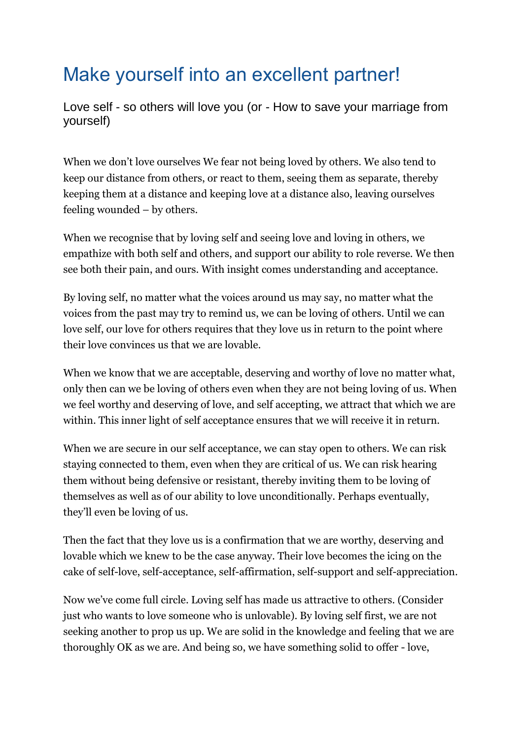# Make yourself into an excellent partner!

## Love self - so others will love you (or - How to save your marriage from yourself)

When we don't love ourselves We fear not being loved by others. We also tend to keep our distance from others, or react to them, seeing them as separate, thereby keeping them at a distance and keeping love at a distance also, leaving ourselves feeling wounded – by others.

When we recognise that by loving self and seeing love and loving in others, we empathize with both self and others, and support our ability to role reverse. We then see both their pain, and ours. With insight comes understanding and acceptance.

By loving self, no matter what the voices around us may say, no matter what the voices from the past may try to remind us, we can be loving of others. Until we can love self, our love for others requires that they love us in return to the point where their love convinces us that we are lovable.

When we know that we are acceptable, deserving and worthy of love no matter what, only then can we be loving of others even when they are not being loving of us. When we feel worthy and deserving of love, and self accepting, we attract that which we are within. This inner light of self acceptance ensures that we will receive it in return.

When we are secure in our self acceptance, we can stay open to others. We can risk staying connected to them, even when they are critical of us. We can risk hearing them without being defensive or resistant, thereby inviting them to be loving of themselves as well as of our ability to love unconditionally. Perhaps eventually, they'll even be loving of us.

Then the fact that they love us is a confirmation that we are worthy, deserving and lovable which we knew to be the case anyway. Their love becomes the icing on the cake of self-love, self-acceptance, self-affirmation, self-support and self-appreciation.

Now we've come full circle. Loving self has made us attractive to others. (Consider just who wants to love someone who is unlovable). By loving self first, we are not seeking another to prop us up. We are solid in the knowledge and feeling that we are thoroughly OK as we are. And being so, we have something solid to offer - love,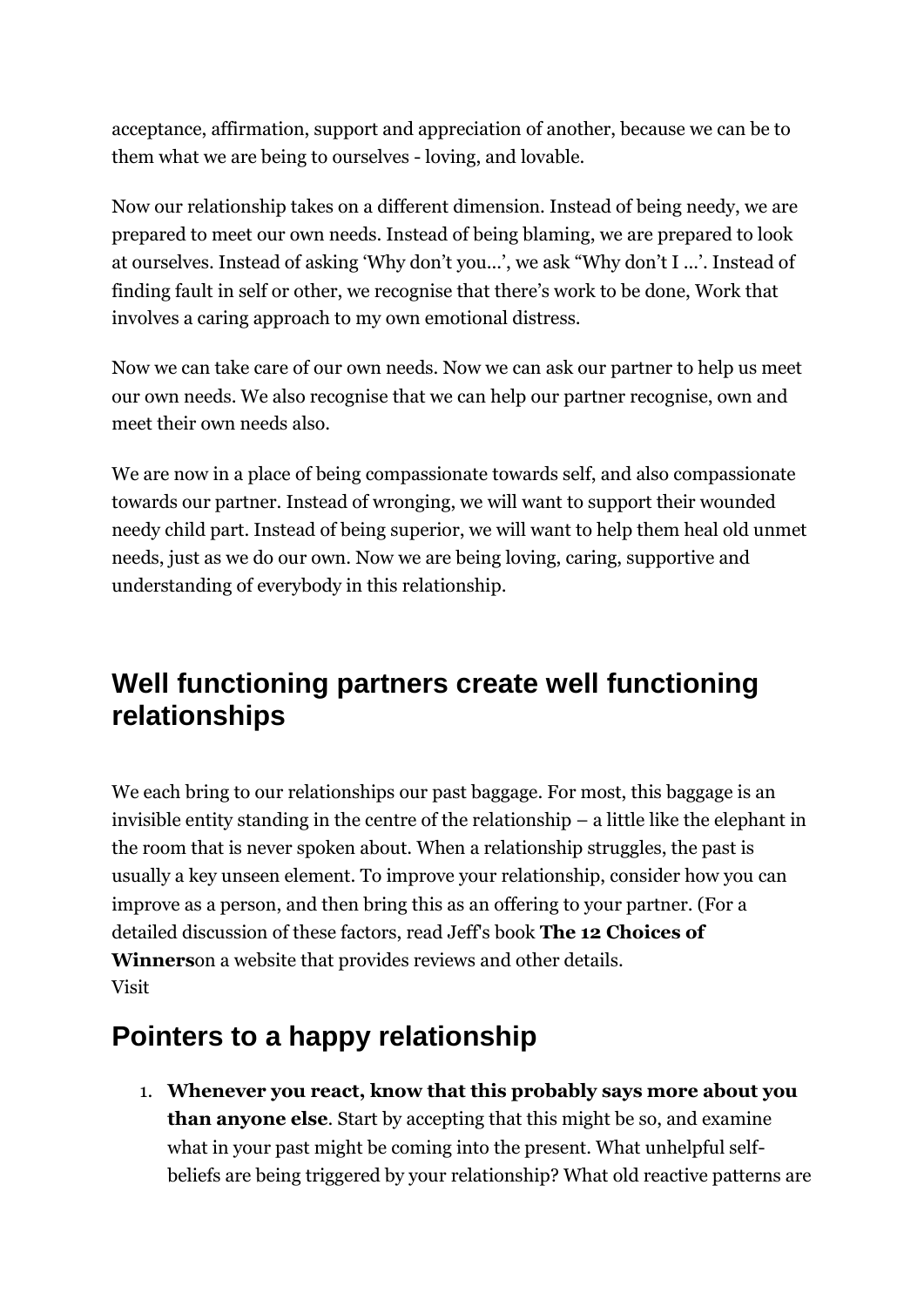acceptance, affirmation, support and appreciation of another, because we can be to them what we are being to ourselves - loving, and lovable.

Now our relationship takes on a different dimension. Instead of being needy, we are prepared to meet our own needs. Instead of being blaming, we are prepared to look at ourselves. Instead of asking 'Why don't you...', we ask "Why don't I ...'. Instead of finding fault in self or other, we recognise that there's work to be done, Work that involves a caring approach to my own emotional distress.

Now we can take care of our own needs. Now we can ask our partner to help us meet our own needs. We also recognise that we can help our partner recognise, own and meet their own needs also.

We are now in a place of being compassionate towards self, and also compassionate towards our partner. Instead of wronging, we will want to support their wounded needy child part. Instead of being superior, we will want to help them heal old unmet needs, just as we do our own. Now we are being loving, caring, supportive and understanding of everybody in this relationship.

## Well functioning partners create well functioning relationships

We each bring to our relationships our past baggage. For most, this baggage is an invisible entity standing in the centre of the relationship – a little like the elephant in the room that is never spoken about. When a relationship struggles, the past is usually a key unseen element. To improve your relationship, consider how you can improve as a person, and then bring this as an offering to your partner. (For a detailed discussion of these factors, read Jeff's book **The 12 Choices of Winners**on a website that provides reviews and other details.
Visit

## Pointers to a happy relationship

1. **Whenever you react, know that this probably says more about you than anyone else**. Start by accepting that this might be so, and examine what in your past might be coming into the present. What unhelpful self-beliefs are being triggered by your relationship? What old reactive patterns are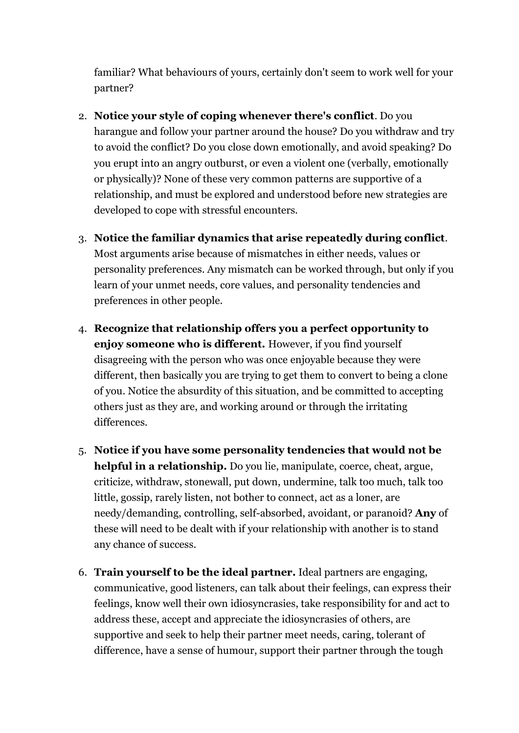familiar? What behaviours of yours, certainly don't seem to work well for your partner?

2. **Notice your style of coping whenever there's conflict**. Do you harangue and follow your partner around the house? Do you withdraw and try to avoid the conflict? Do you close down emotionally, and avoid speaking? Do you erupt into an angry outburst, or even a violent one (verbally, emotionally or physically)? None of these very common patterns are supportive of a relationship, and must be explored and understood before new strategies are developed to cope with stressful encounters.

3. **Notice the familiar dynamics that arise repeatedly during conflict**. Most arguments arise because of mismatches in either needs, values or personality preferences. Any mismatch can be worked through, but only if you learn of your unmet needs, core values, and personality tendencies and preferences in other people.

4. **Recognize that relationship offers you a perfect opportunity to enjoy someone who is different.** However, if you find yourself disagreeing with the person who was once enjoyable because they were different, then basically you are trying to get them to convert to being a clone of you. Notice the absurdity of this situation, and be committed to accepting others just as they are, and working around or through the irritating differences.

5. **Notice if you have some personality tendencies that would not be helpful in a relationship.** Do you lie, manipulate, coerce, cheat, argue, criticize, withdraw, stonewall, put down, undermine, talk too much, talk too little, gossip, rarely listen, not bother to connect, act as a loner, are needy/demanding, controlling, self-absorbed, avoidant, or paranoid? **Any** of these will need to be dealt with if your relationship with another is to stand any chance of success.

6. **Train yourself to be the ideal partner.** Ideal partners are engaging, communicative, good listeners, can talk about their feelings, can express their feelings, know well their own idiosyncrasies, take responsibility for and act to address these, accept and appreciate the idiosyncrasies of others, are supportive and seek to help their partner meet needs, caring, tolerant of difference, have a sense of humour, support their partner through the tough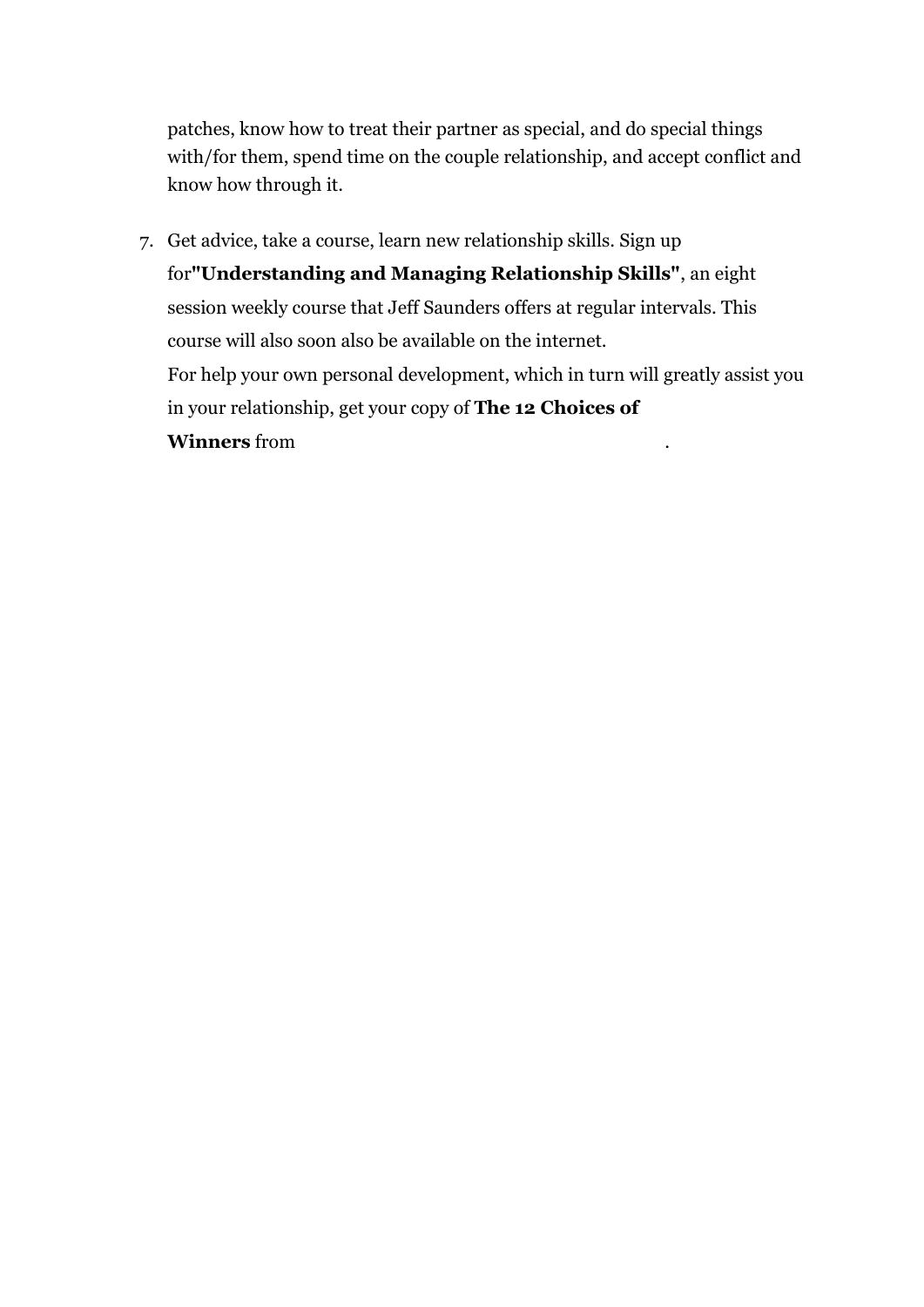patches, know how to treat their partner as special, and do special things with/for them, spend time on the couple relationship, and accept conflict and know how through it.

7. Get advice, take a course, learn new relationship skills. Sign up for**"Understanding and Managing Relationship Skills"**, an eight session weekly course that Jeff Saunders offers at regular intervals. This course will also soon also be available on the internet.
   For help your own personal development, which in turn will greatly assist you in your relationship, get your copy of **The 12 Choices of Winners** from .